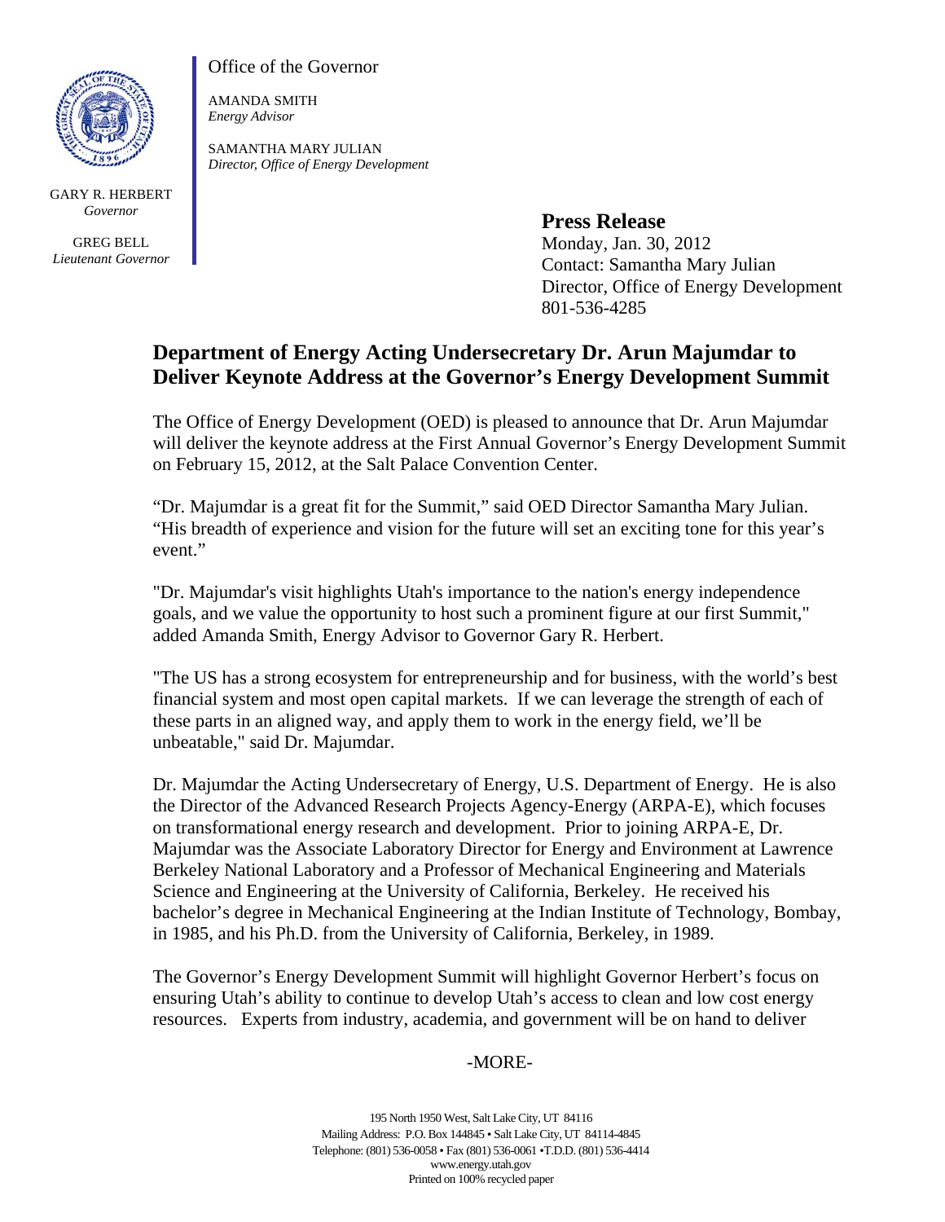Office of the Governor

AMANDA SMITH
*Energy Advisor*

SAMANTHA MARY JULIAN
*Director, Office of Energy Development*

GARY R. HERBERT
*Governor*

GREG BELL
*Lieutenant Governor*

**Press Release**
Monday, Jan. 30, 2012
Contact: Samantha Mary Julian
Director, Office of Energy Development
801-536-4285

# Department of Energy Acting Undersecretary Dr. Arun Majumdar to Deliver Keynote Address at the Governor's Energy Development Summit

The Office of Energy Development (OED) is pleased to announce that Dr. Arun Majumdar will deliver the keynote address at the First Annual Governor's Energy Development Summit on February 15, 2012, at the Salt Palace Convention Center.

"Dr. Majumdar is a great fit for the Summit," said OED Director Samantha Mary Julian. "His breadth of experience and vision for the future will set an exciting tone for this year's event."

"Dr. Majumdar's visit highlights Utah's importance to the nation's energy independence goals, and we value the opportunity to host such a prominent figure at our first Summit," added Amanda Smith, Energy Advisor to Governor Gary R. Herbert.

"The US has a strong ecosystem for entrepreneurship and for business, with the world's best financial system and most open capital markets. If we can leverage the strength of each of these parts in an aligned way, and apply them to work in the energy field, we'll be unbeatable," said Dr. Majumdar.

Dr. Majumdar the Acting Undersecretary of Energy, U.S. Department of Energy. He is also the Director of the Advanced Research Projects Agency-Energy (ARPA-E), which focuses on transformational energy research and development. Prior to joining ARPA-E, Dr. Majumdar was the Associate Laboratory Director for Energy and Environment at Lawrence Berkeley National Laboratory and a Professor of Mechanical Engineering and Materials Science and Engineering at the University of California, Berkeley. He received his bachelor's degree in Mechanical Engineering at the Indian Institute of Technology, Bombay, in 1985, and his Ph.D. from the University of California, Berkeley, in 1989.

The Governor's Energy Development Summit will highlight Governor Herbert's focus on ensuring Utah's ability to continue to develop Utah's access to clean and low cost energy resources. Experts from industry, academia, and government will be on hand to deliver

-MORE-

195 North 1950 West, Salt Lake City, UT 84116
Mailing Address: P.O. Box 144845 • Salt Lake City, UT 84114-4845
Telephone: (801) 536-0058 • Fax (801) 536-0061 •T.D.D. (801) 536-4414
www.energy.utah.gov
Printed on 100% recycled paper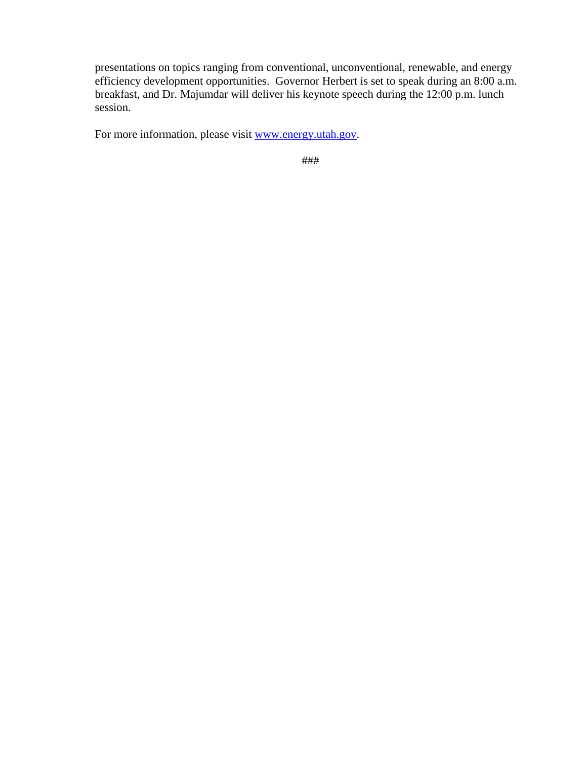presentations on topics ranging from conventional, unconventional, renewable, and energy efficiency development opportunities. Governor Herbert is set to speak during an 8:00 a.m. breakfast, and Dr. Majumdar will deliver his keynote speech during the 12:00 p.m. lunch session.

For more information, please visit [www.energy.utah.gov](http://www.energy.utah.gov).

###